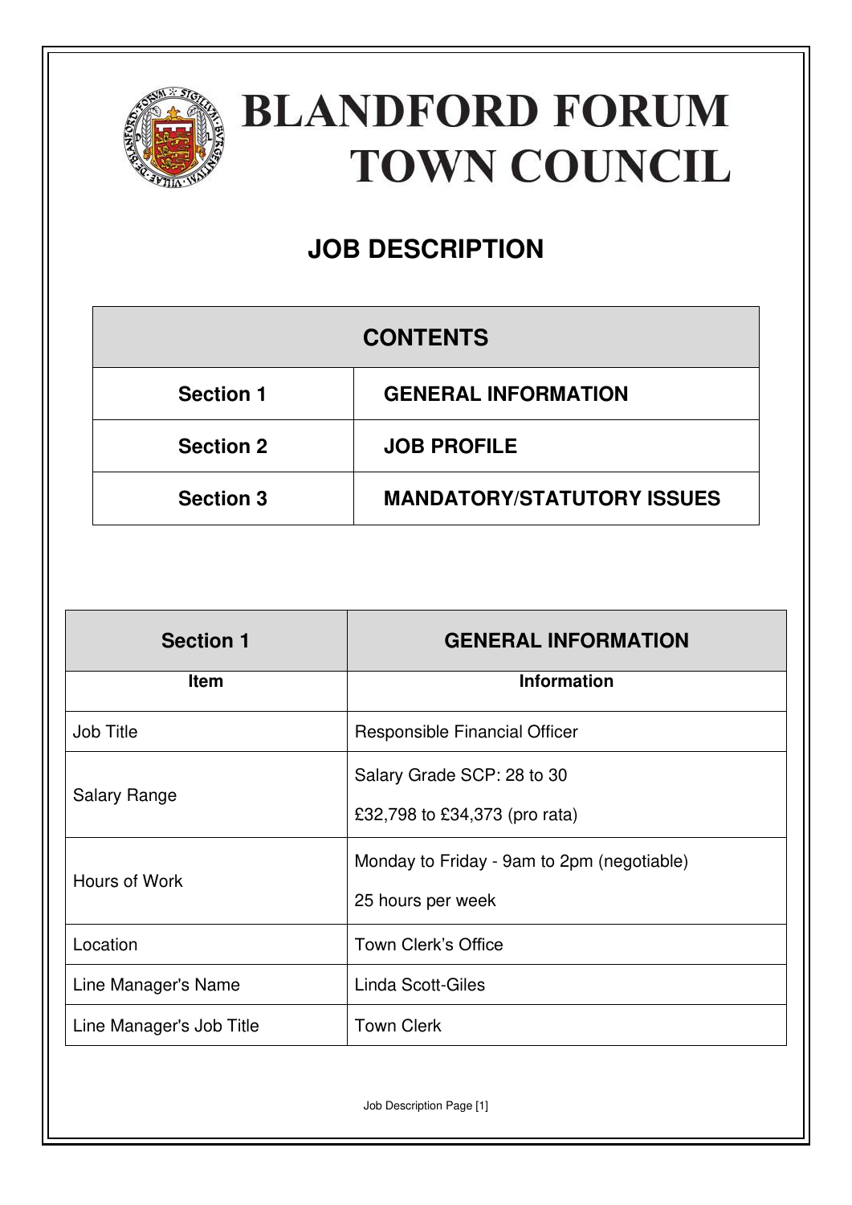# BLANDFORD FORUM TOWN COUNCIL

## JOB DESCRIPTION

| CONTENTS | |
|---|---|
| Section 1 | GENERAL INFORMATION |
| Section 2 | JOB PROFILE |
| Section 3 | MANDATORY/STATUTORY ISSUES |

| Section 1 | GENERAL INFORMATION |
|---|---|
| **Item** | **Information** |
| Job Title | Responsible Financial Officer |
| Salary Range | Salary Grade SCP: 28 to 30<br>£32,798 to £34,373 (pro rata) |
| Hours of Work | Monday to Friday - 9am to 2pm (negotiable)<br>25 hours per week |
| Location | Town Clerk's Office |
| Line Manager's Name | Linda Scott-Giles |
| Line Manager's Job Title | Town Clerk |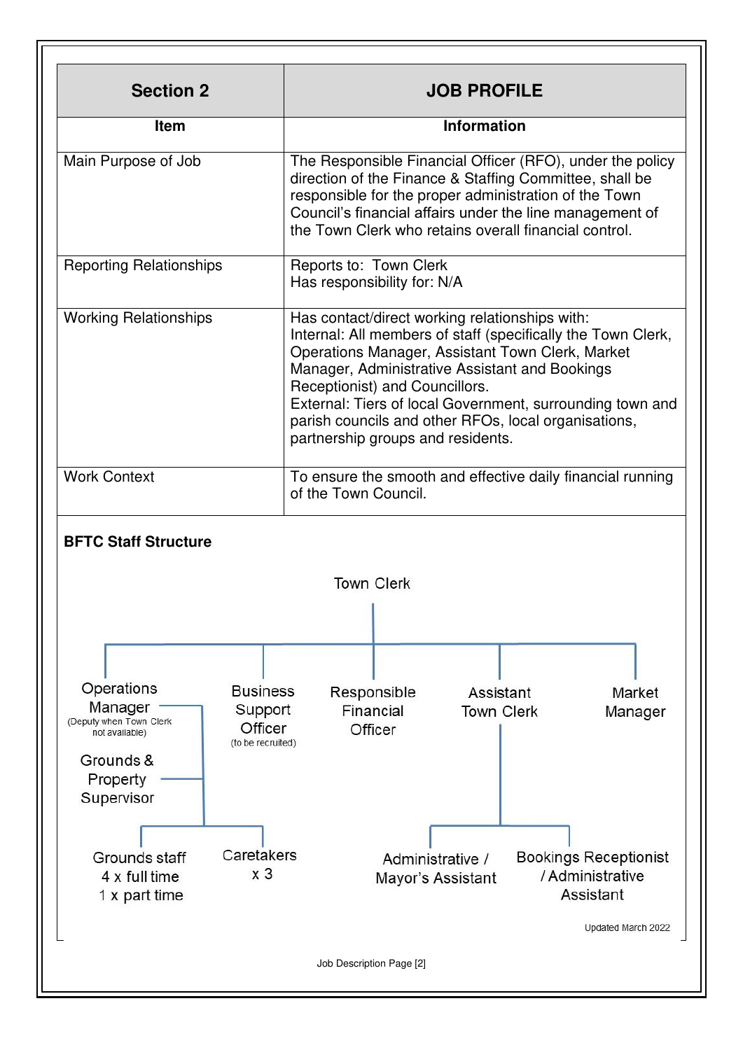| Section 2 | JOB PROFILE |
|---|---|
| **Item** | **Information** |
| Main Purpose of Job | The Responsible Financial Officer (RFO), under the policy direction of the Finance & Staffing Committee, shall be responsible for the proper administration of the Town Council's financial affairs under the line management of the Town Clerk who retains overall financial control. |
| Reporting Relationships | Reports to: Town Clerk<br>Has responsibility for: N/A |
| Working Relationships | Has contact/direct working relationships with:<br>Internal: All members of staff (specifically the Town Clerk, Operations Manager, Assistant Town Clerk, Market Manager, Administrative Assistant and Bookings Receptionist) and Councillors.<br>External: Tiers of local Government, surrounding town and parish councils and other RFOs, local organisations, partnership groups and residents. |
| Work Context | To ensure the smooth and effective daily financial running of the Town Council. |

**BFTC Staff Structure**

- Town Clerk
  - Operations Manager (Deputy when Town Clerk not available)
    - Grounds & Property Supervisor
      - Grounds staff 4 x full time 1 x part time
      - Caretakers x 3
  - Business Support Officer (to be recruited)
  - Responsible Financial Officer
  - Assistant Town Clerk
    - Administrative / Mayor's Assistant
    - Bookings Receptionist / Administrative Assistant
  - Market Manager

Updated March 2022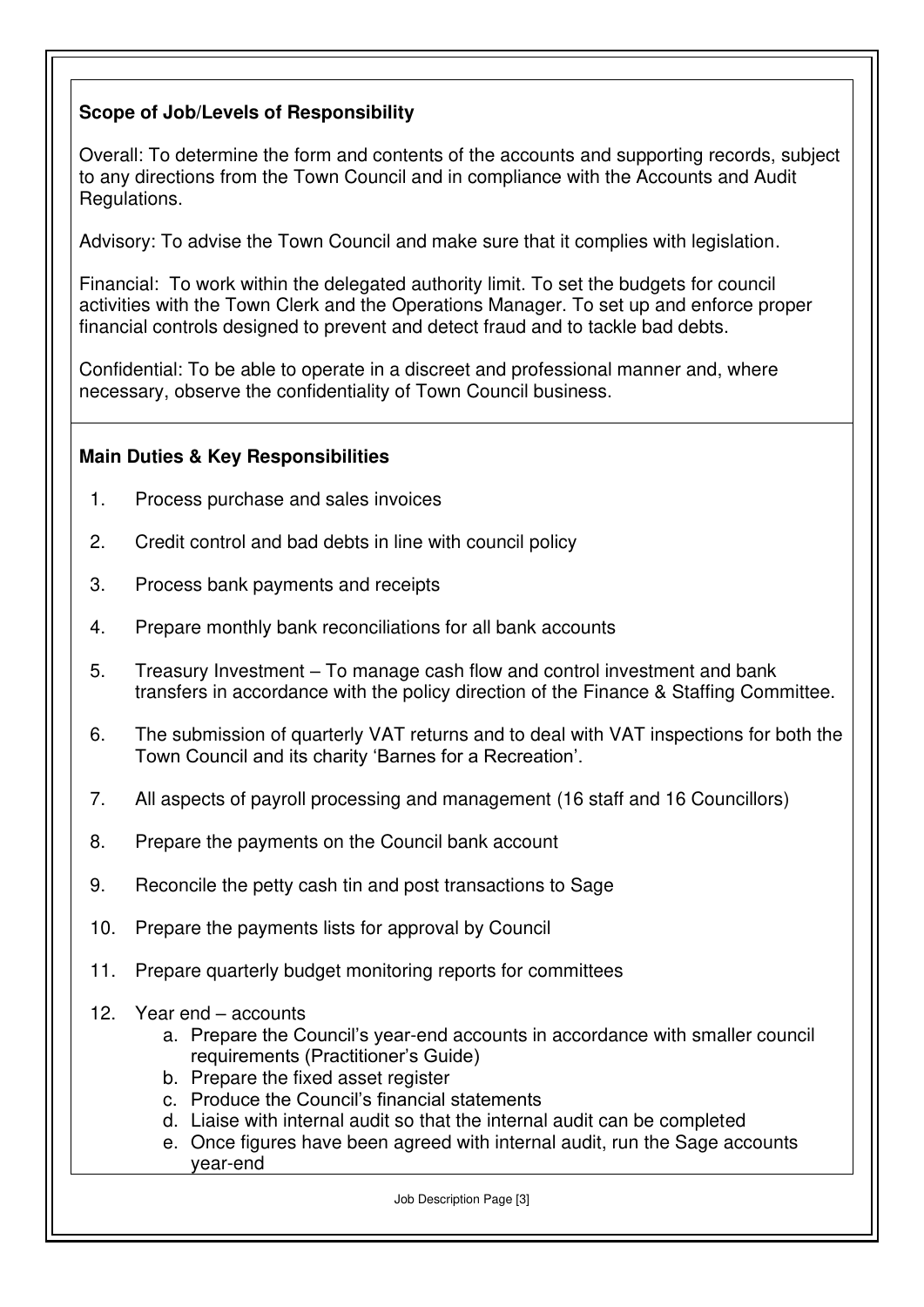**Scope of Job/Levels of Responsibility**

Overall: To determine the form and contents of the accounts and supporting records, subject to any directions from the Town Council and in compliance with the Accounts and Audit Regulations.

Advisory: To advise the Town Council and make sure that it complies with legislation.

Financial: To work within the delegated authority limit. To set the budgets for council activities with the Town Clerk and the Operations Manager. To set up and enforce proper financial controls designed to prevent and detect fraud and to tackle bad debts.

Confidential: To be able to operate in a discreet and professional manner and, where necessary, observe the confidentiality of Town Council business.

**Main Duties & Key Responsibilities**

1. Process purchase and sales invoices
2. Credit control and bad debts in line with council policy
3. Process bank payments and receipts
4. Prepare monthly bank reconciliations for all bank accounts
5. Treasury Investment – To manage cash flow and control investment and bank transfers in accordance with the policy direction of the Finance & Staffing Committee.
6. The submission of quarterly VAT returns and to deal with VAT inspections for both the Town Council and its charity 'Barnes for a Recreation'.
7. All aspects of payroll processing and management (16 staff and 16 Councillors)
8. Prepare the payments on the Council bank account
9. Reconcile the petty cash tin and post transactions to Sage
10. Prepare the payments lists for approval by Council
11. Prepare quarterly budget monitoring reports for committees
12. Year end – accounts
    a. Prepare the Council's year-end accounts in accordance with smaller council requirements (Practitioner's Guide)
    b. Prepare the fixed asset register
    c. Produce the Council's financial statements
    d. Liaise with internal audit so that the internal audit can be completed
    e. Once figures have been agreed with internal audit, run the Sage accounts year-end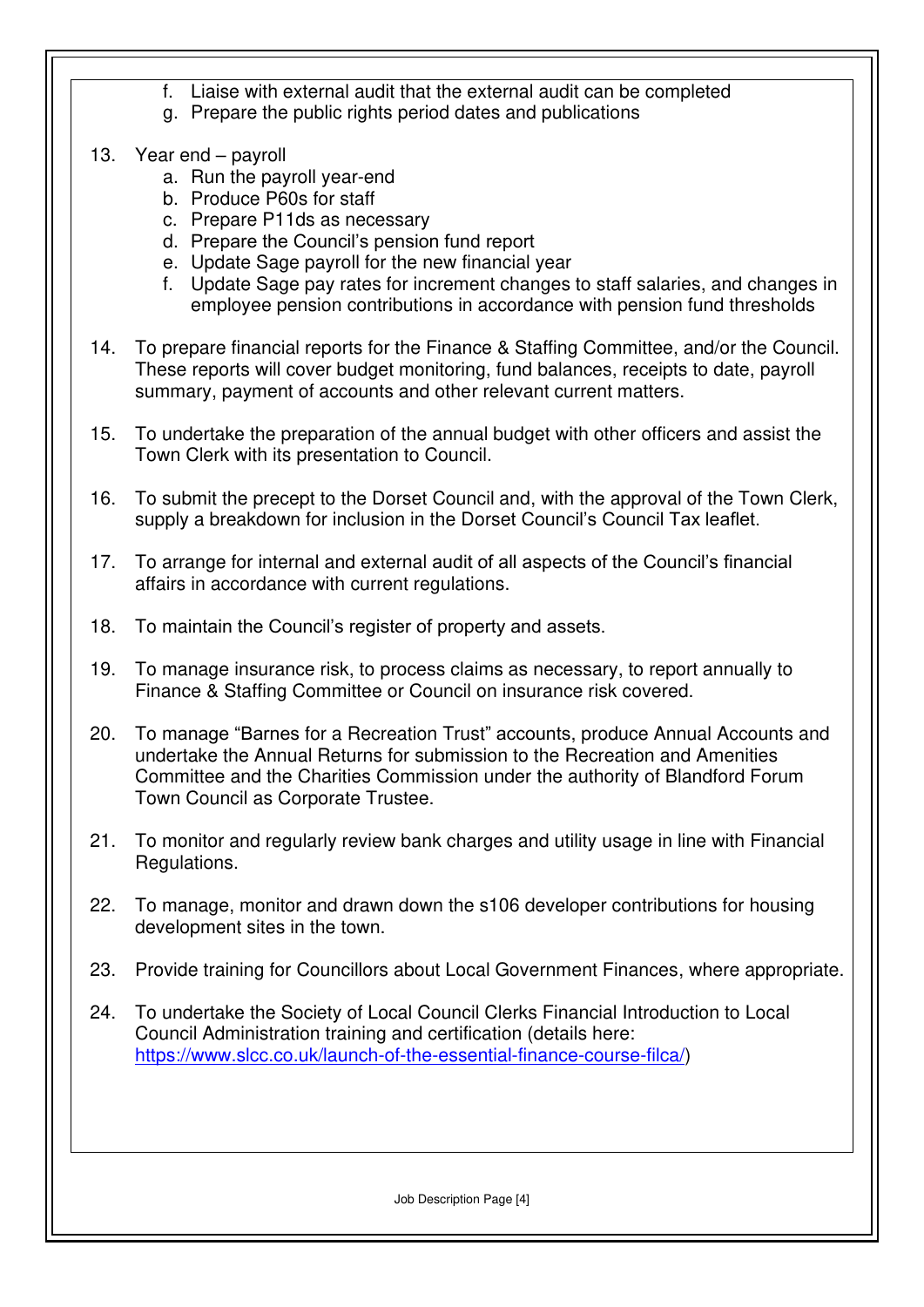f. Liaise with external audit that the external audit can be completed
   g. Prepare the public rights period dates and publications

13. Year end – payroll
    a. Run the payroll year-end
    b. Produce P60s for staff
    c. Prepare P11ds as necessary
    d. Prepare the Council's pension fund report
    e. Update Sage payroll for the new financial year
    f. Update Sage pay rates for increment changes to staff salaries, and changes in employee pension contributions in accordance with pension fund thresholds

14. To prepare financial reports for the Finance & Staffing Committee, and/or the Council. These reports will cover budget monitoring, fund balances, receipts to date, payroll summary, payment of accounts and other relevant current matters.

15. To undertake the preparation of the annual budget with other officers and assist the Town Clerk with its presentation to Council.

16. To submit the precept to the Dorset Council and, with the approval of the Town Clerk, supply a breakdown for inclusion in the Dorset Council's Council Tax leaflet.

17. To arrange for internal and external audit of all aspects of the Council's financial affairs in accordance with current regulations.

18. To maintain the Council's register of property and assets.

19. To manage insurance risk, to process claims as necessary, to report annually to Finance & Staffing Committee or Council on insurance risk covered.

20. To manage "Barnes for a Recreation Trust" accounts, produce Annual Accounts and undertake the Annual Returns for submission to the Recreation and Amenities Committee and the Charities Commission under the authority of Blandford Forum Town Council as Corporate Trustee.

21. To monitor and regularly review bank charges and utility usage in line with Financial Regulations.

22. To manage, monitor and drawn down the s106 developer contributions for housing development sites in the town.

23. Provide training for Councillors about Local Government Finances, where appropriate.

24. To undertake the Society of Local Council Clerks Financial Introduction to Local Council Administration training and certification (details here: [https://www.slcc.co.uk/launch-of-the-essential-finance-course-filca/](https://www.slcc.co.uk/launch-of-the-essential-finance-course-filca/))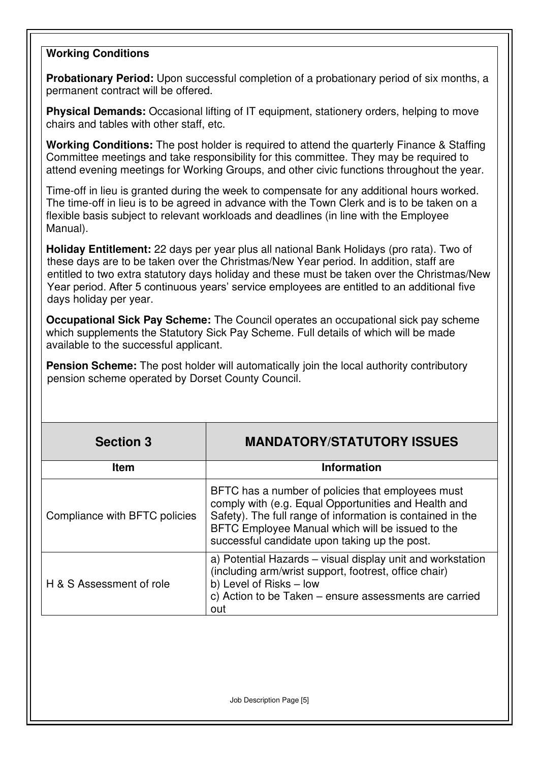**Working Conditions**

**Probationary Period:** Upon successful completion of a probationary period of six months, a permanent contract will be offered.

**Physical Demands:** Occasional lifting of IT equipment, stationery orders, helping to move chairs and tables with other staff, etc.

**Working Conditions:** The post holder is required to attend the quarterly Finance & Staffing Committee meetings and take responsibility for this committee. They may be required to attend evening meetings for Working Groups, and other civic functions throughout the year.

Time-off in lieu is granted during the week to compensate for any additional hours worked. The time-off in lieu is to be agreed in advance with the Town Clerk and is to be taken on a flexible basis subject to relevant workloads and deadlines (in line with the Employee Manual).

**Holiday Entitlement:** 22 days per year plus all national Bank Holidays (pro rata). Two of these days are to be taken over the Christmas/New Year period. In addition, staff are entitled to two extra statutory days holiday and these must be taken over the Christmas/New Year period. After 5 continuous years' service employees are entitled to an additional five days holiday per year.

**Occupational Sick Pay Scheme:** The Council operates an occupational sick pay scheme which supplements the Statutory Sick Pay Scheme. Full details of which will be made available to the successful applicant.

**Pension Scheme:** The post holder will automatically join the local authority contributory pension scheme operated by Dorset County Council.

| Section 3 | MANDATORY/STATUTORY ISSUES |
|---|---|
| **Item** | **Information** |
| Compliance with BFTC policies | BFTC has a number of policies that employees must comply with (e.g. Equal Opportunities and Health and Safety). The full range of information is contained in the BFTC Employee Manual which will be issued to the successful candidate upon taking up the post. |
| H & S Assessment of role | a) Potential Hazards – visual display unit and workstation (including arm/wrist support, footrest, office chair)<br>b) Level of Risks – low<br>c) Action to be Taken – ensure assessments are carried out |